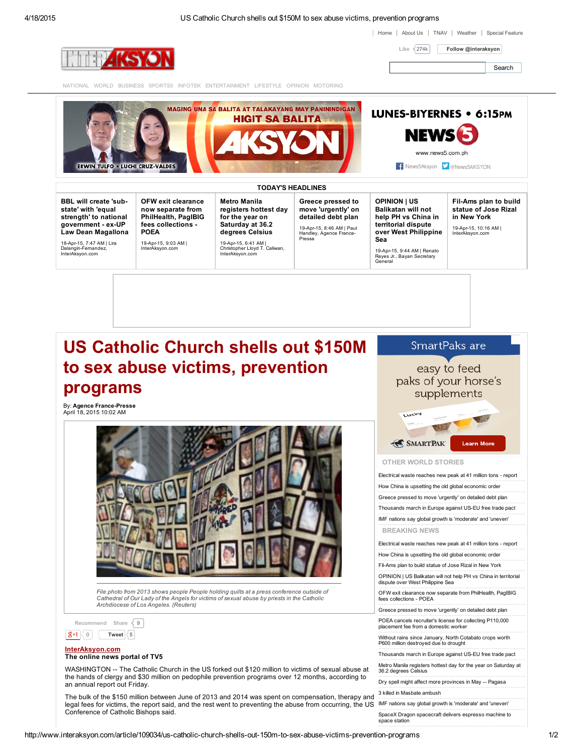Home | About Us | TNAV | Weather | Special Feature

Like 274k | Follow @interaksyon

Search

NATIONAL WORLD BUSINESS SPORTS5 INFOTEK ENTERTAINMENT LIFESTYLE OPINION MOTORING

MAGING UNA SA BALITA AT TALAKAYANG MAY PANININDIGAN
HIGIT SA BALITA
AKSYON
ERWIN TULFO • LUCHI CRUZ-VALDES
LUNES-BIYERNES • 6:15PM
NEWS 5
www.news5.com.ph
/News5Aksyon @News5AKSYON

## TODAY'S HEADLINES

**BBL will create 'sub-state' with 'equal strength' to national government - ex-UP Law Dean Magallona**
18-Apr-15, 7:47 AM | Lira Dalangin-Fernandez, InterAksyon.com

**OFW exit clearance now separate from PhilHealth, PagIBIG fees collections - POEA**
19-Apr-15, 9:03 AM | InterAksyon.com

**Metro Manila registers hottest day for the year on Saturday at 36.2 degrees Celsius**
19-Apr-15, 6:41 AM | Christopher Lloyd T. Caliwan, InterAksyon.com

**Greece pressed to move 'urgently' on detailed debt plan**
19-Apr-15, 8:46 AM | Paul Handley, Agence France-Presse

**OPINION | US Balikatan will not help PH vs China in territorial dispute over West Philippine Sea**
19-Apr-15, 9:44 AM | Renato Reyes Jr., Bayan Secretary General

**Fil-Ams plan to build statue of Jose Rizal in New York**
19-Apr-15, 10:16 AM | InterAksyon.com

# US Catholic Church shells out $150M to sex abuse victims, prevention programs

By: **Agence France-Presse**
April 18, 2015 10:02 AM

*File photo from 2013 shows people People holding quilts at a press conference outside of Cathedral of Our Lady of the Angels for victims of sexual abuse by priests in the Catholic Archdiocese of Los Angeles. (Reuters)*

Recommend Share 9
+1 0 Tweet 5

**InterAksyon.com**
**The online news portal of TV5**

WASHINGTON -- The Catholic Church in the US forked out $120 million to victims of sexual abuse at the hands of clergy and $30 million on pedophile prevention programs over 12 months, according to an annual report out Friday.

The bulk of the $150 million between June of 2013 and 2014 was spent on compensation, therapy and legal fees for victims, the report said, and the rest went to preventing the abuse from occurring, the US Conference of Catholic Bishops said.

SmartPaks are easy to feed paks of your horse's supplements
SMARTPAK Learn More

### OTHER WORLD STORIES

- Electrical waste reaches new peak at 41 million tons - report
- How China is upsetting the old global economic order
- Greece pressed to move 'urgently' on detailed debt plan
- Thousands march in Europe against US-EU free trade pact
- IMF nations say global growth is 'moderate' and 'uneven'

### BREAKING NEWS

- Electrical waste reaches new peak at 41 million tons - report
- How China is upsetting the old global economic order
- Fil-Ams plan to build statue of Jose Rizal in New York
- OPINION | US Balikatan will not help PH vs China in territorial dispute over West Philippine Sea
- OFW exit clearance now separate from PhilHealth, PagIBIG fees collections - POEA
- Greece pressed to move 'urgently' on detailed debt plan
- POEA cancels recruiter's license for collecting P110,000 placement fee from a domestic worker
- Without rains since January, North Cotabato crops worth P600 million destroyed due to drought
- Thousands march in Europe against US-EU free trade pact
- Metro Manila registers hottest day for the year on Saturday at 36.2 degrees Celsius
- Dry spell might affect more provinces in May -- Pagasa
- 3 killed in Masbate ambush
- IMF nations say global growth is 'moderate' and 'uneven'
- SpaceX Dragon spacecraft delivers espresso machine to space station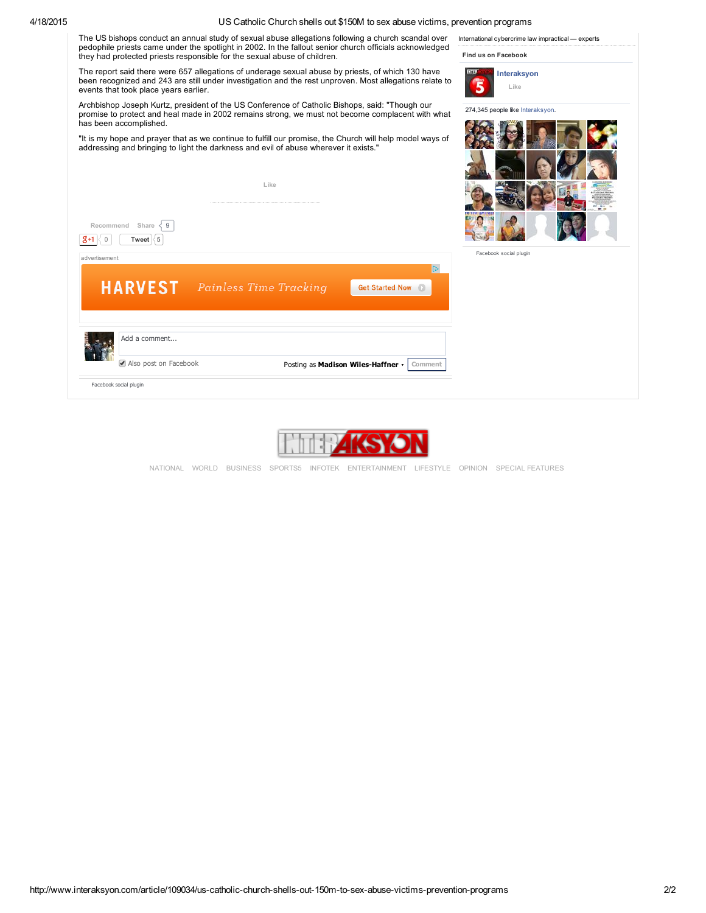The US bishops conduct an annual study of sexual abuse allegations following a church scandal over pedophile priests came under the spotlight in 2002. In the fallout senior church officials acknowledged they had protected priests responsible for the sexual abuse of children.

The report said there were 657 allegations of underage sexual abuse by priests, of which 130 have been recognized and 243 are still under investigation and the rest unproven. Most allegations relate to events that took place years earlier.

Archbishop Joseph Kurtz, president of the US Conference of Catholic Bishops, said: "Though our promise to protect and heal made in 2002 remains strong, we must not become complacent with what has been accomplished.

"It is my hope and prayer that as we continue to fulfill our promise, the Church will help model ways of addressing and bringing to light the darkness and evil of abuse wherever it exists."

Like

Recommend Share 9

+1 0 Tweet 5

advertisement

HARVEST *Painless Time Tracking* Get Started Now

Add a comment...

Also post on Facebook Posting as **Madison Wiles-Haffner** ▾ Comment

Facebook social plugin

International cybercrime law impractical — experts

Find us on Facebook

Interaksyon

Like

274,345 people like Interaksyon.

Facebook social plugin

INTERAKSYON

NATIONAL WORLD BUSINESS SPORTS5 INFOTEK ENTERTAINMENT LIFESTYLE OPINION SPECIAL FEATURES